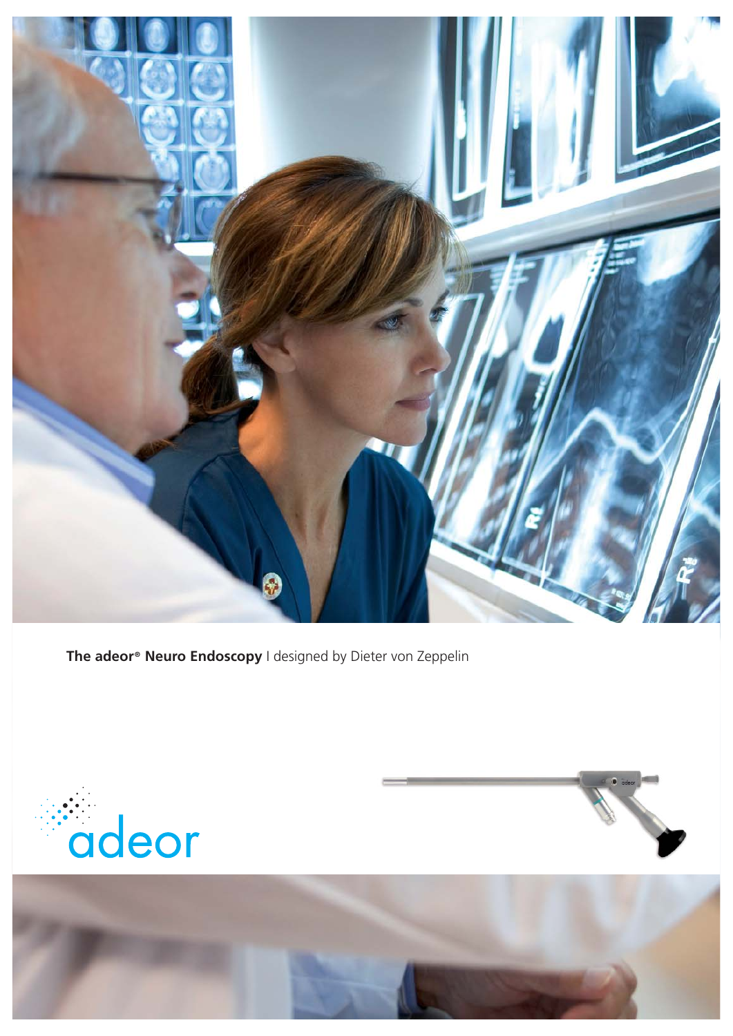**The adeor® Neuro Endoscopy** I designed by Dieter von Zeppelin

adeor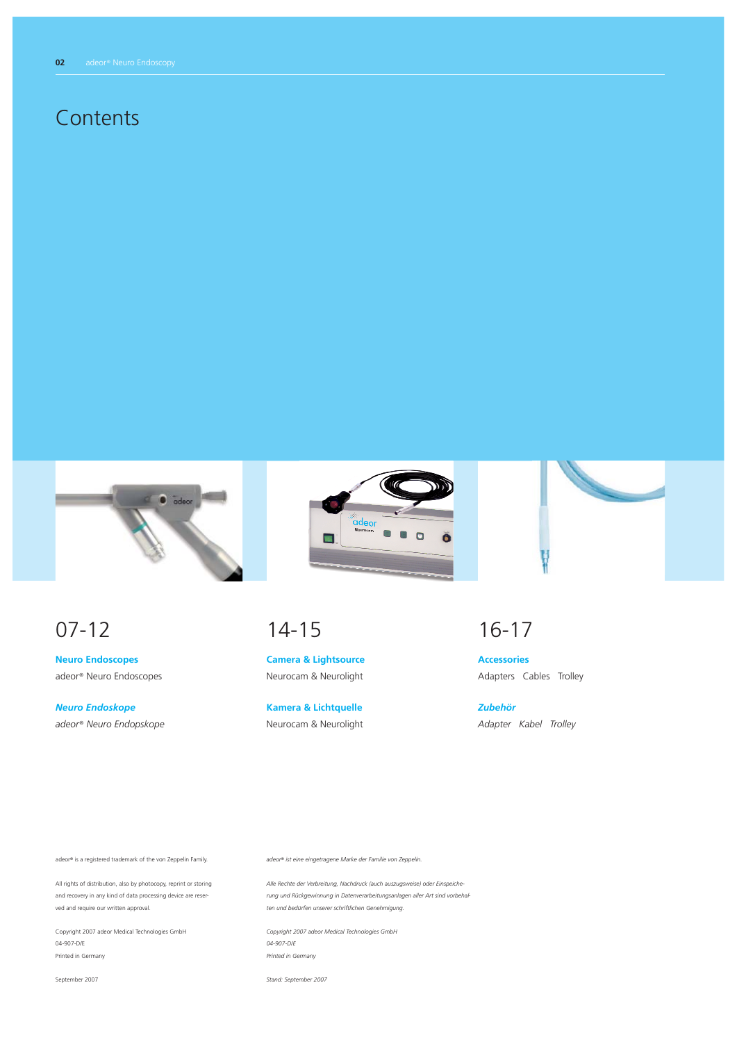# Contents

## 07-12

**Neuro Endoscopes**

adeor® Neuro Endoscopes

***Neuro Endoskope***

*adeor® Neuro Endopskope*

## 14-15

**Camera & Lightsource**

Neurocam & Neurolight

**Kamera & Lichtquelle**

Neurocam & Neurolight

## 16-17

**Accessories**

Adapters Cables Trolley

***Zubehör***

*Adapter Kabel Trolley*

adeor® is a registered trademark of the von Zeppelin Family.

All rights of distribution, also by photocopy, reprint or storing and recovery in any kind of data processing device are reserved and require our written approval.

Copyright 2007 adeor Medical Technologies GmbH
04-907-D/E
Printed in Germany

September 2007

*adeor® ist eine eingetragene Marke der Familie von Zeppelin.*

*Alle Rechte der Verbreitung, Nachdruck (auch auszugsweise) oder Einspeicherung und Rückgewinnung in Datenverarbeitungsanlagen aller Art sind vorbehalten und bedürfen unserer schriftlichen Genehmigung.*

*Copyright 2007 adeor Medical Technologies GmbH*
*04-907-D/E*
*Printed in Germany*

*Stand: September 2007*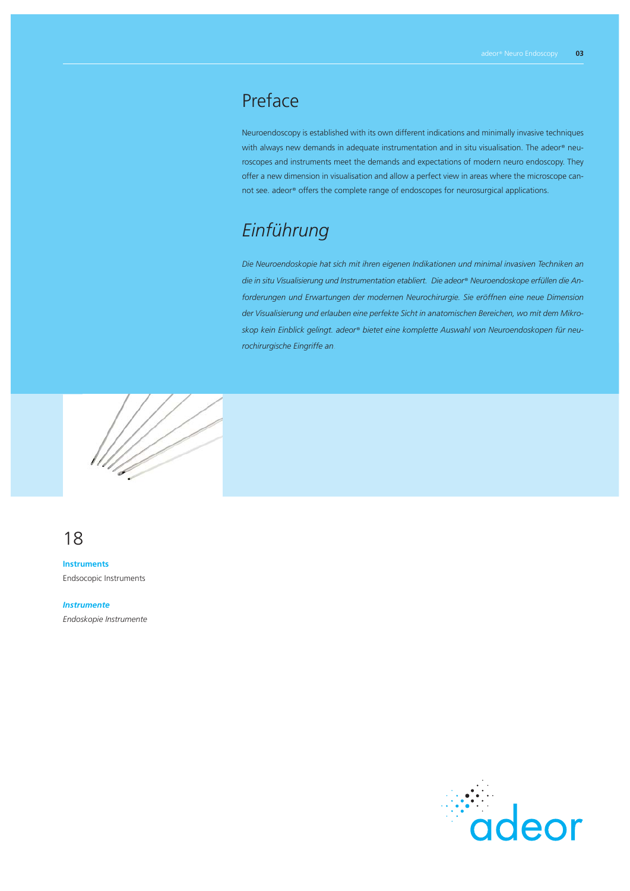# Preface

Neuroendoscopy is established with its own different indications and minimally invasive techniques with always new demands in adequate instrumentation and in situ visualisation. The adeor® neuroscopes and instruments meet the demands and expectations of modern neuro endoscopy. They offer a new dimension in visualisation and allow a perfect view in areas where the microscope cannot see. adeor® offers the complete range of endoscopes for neurosurgical applications.

# *Einführung*

*Die Neuroendoskopie hat sich mit ihren eigenen Indikationen und minimal invasiven Techniken an die in situ Visualisierung und Instrumentation etabliert. Die adeor® Neuroendoskope erfüllen die Anforderungen und Erwartungen der modernen Neurochirurgie. Sie eröffnen eine neue Dimension der Visualisierung und erlauben eine perfekte Sicht in anatomischen Bereichen, wo mit dem Mikroskop kein Einblick gelingt. adeor® bietet eine komplette Auswahl von Neuroendoskopen für neurochirurgische Eingriffe an*

18

**Instruments**
Endsocopic Instruments

***Instrumente***
*Endoskopie Instrumente*

adeor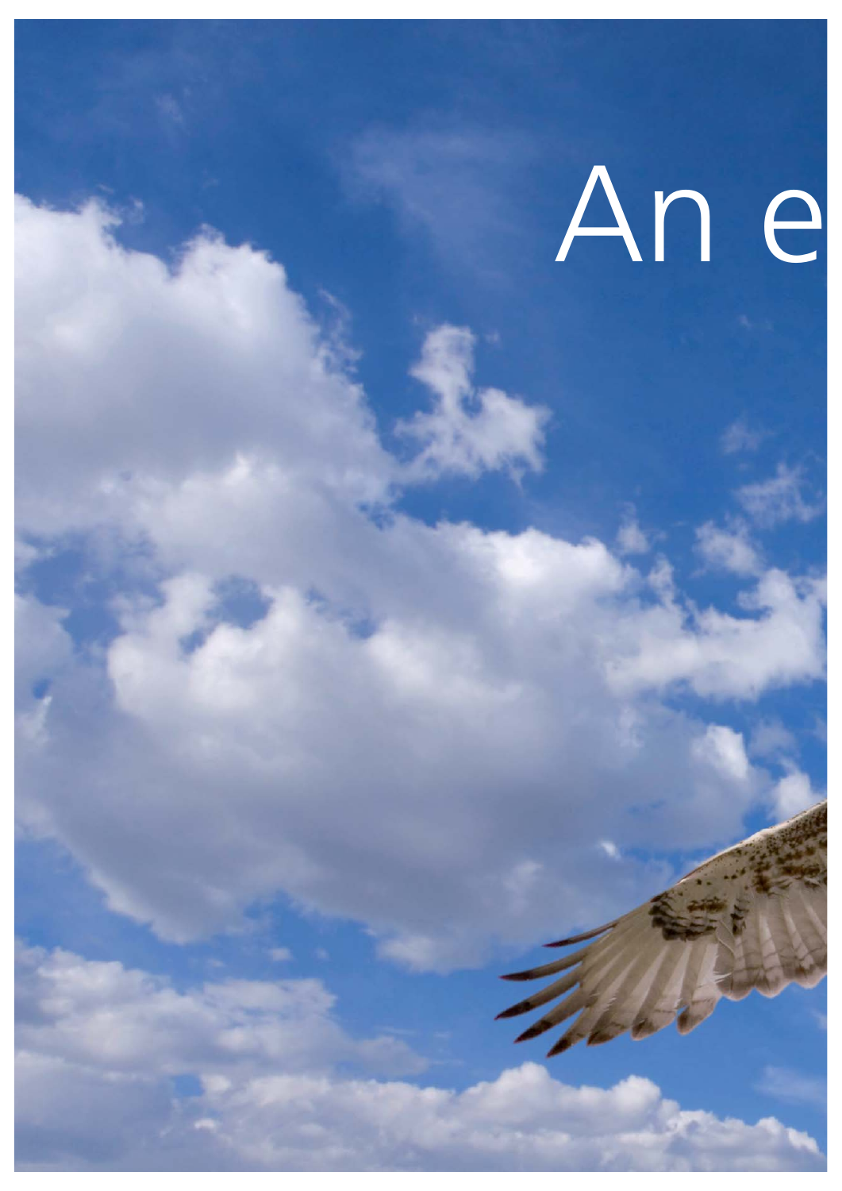# An e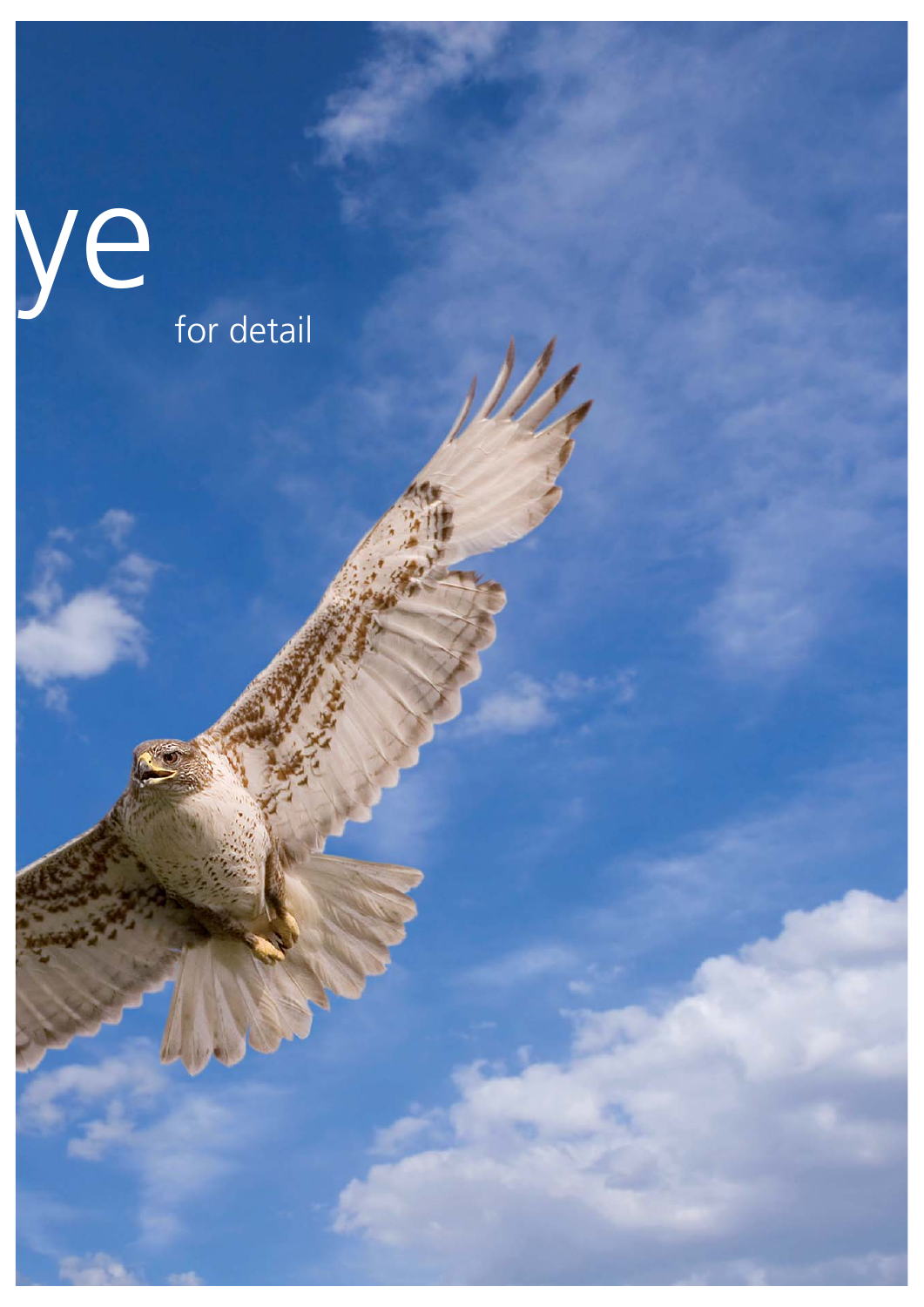ye

for detail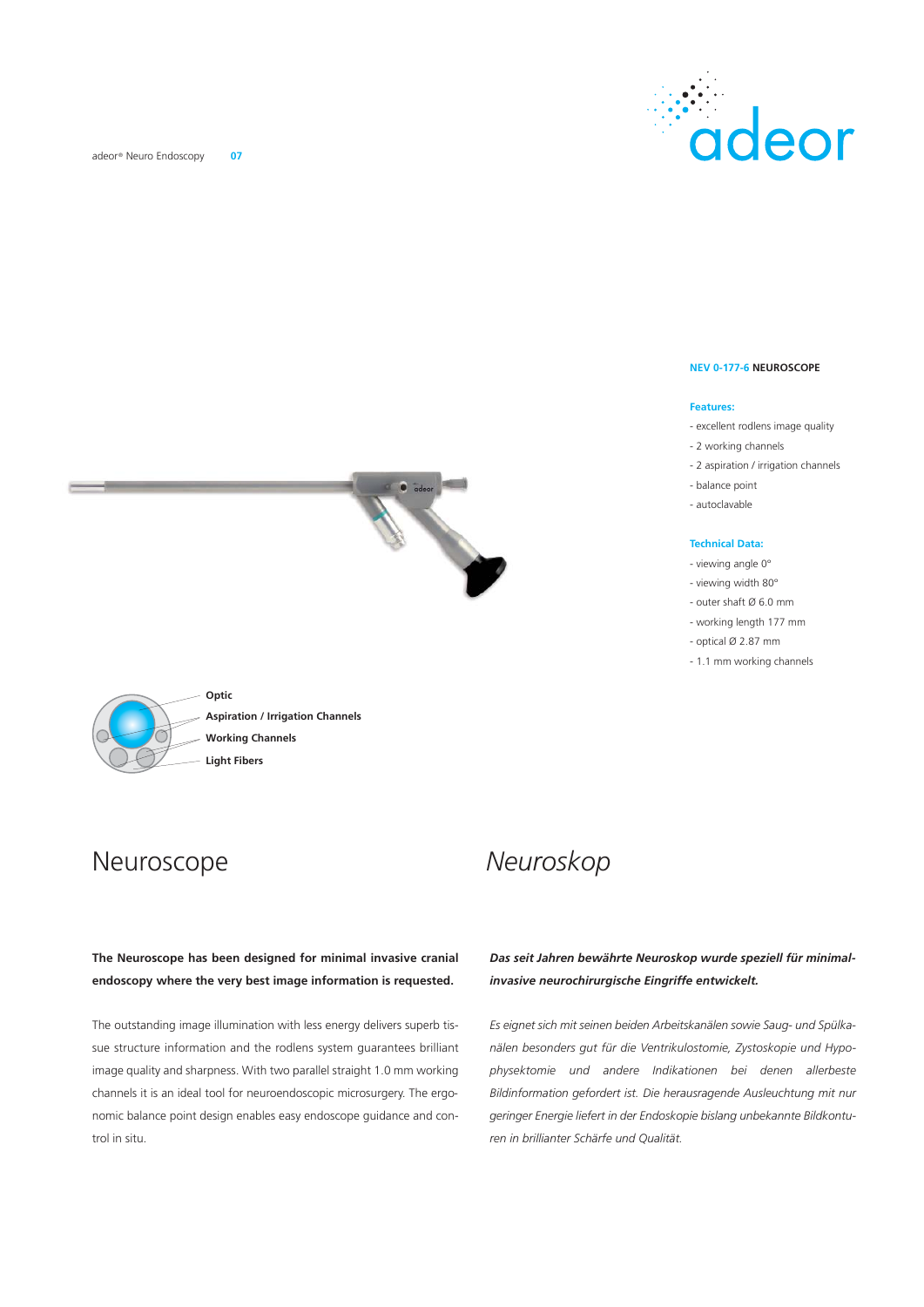**NEV 0-177-6 NEUROSCOPE**

**Features:**

- excellent rodlens image quality
- 2 working channels
- 2 aspiration / irrigation channels
- balance point
- autoclavable

**Technical Data:**

- viewing angle 0°
- viewing width 80°
- outer shaft Ø 6.0 mm
- working length 177 mm
- optical Ø 2.87 mm
- 1.1 mm working channels

**Optic**
**Aspiration / Irrigation Channels**
**Working Channels**
**Light Fibers**

# Neuroscope

**The Neuroscope has been designed for minimal invasive cranial endoscopy where the very best image information is requested.**

The outstanding image illumination with less energy delivers superb tissue structure information and the rodlens system guarantees brilliant image quality and sharpness. With two parallel straight 1.0 mm working channels it is an ideal tool for neuroendoscopic microsurgery. The ergonomic balance point design enables easy endoscope guidance and control in situ.

# *Neuroskop*

***Das seit Jahren bewährte Neuroskop wurde speziell für minimal-invasive neurochirurgische Eingriffe entwickelt.***

*Es eignet sich mit seinen beiden Arbeitskanälen sowie Saug- und Spülkanälen besonders gut für die Ventrikulostomie, Zystoskopie und Hypophysektomie und andere Indikationen bei denen allerbeste Bildinformation gefordert ist. Die herausragende Ausleuchtung mit nur geringer Energie liefert in der Endoskopie bislang unbekannte Bildkonturen in brillianter Schärfe und Qualität.*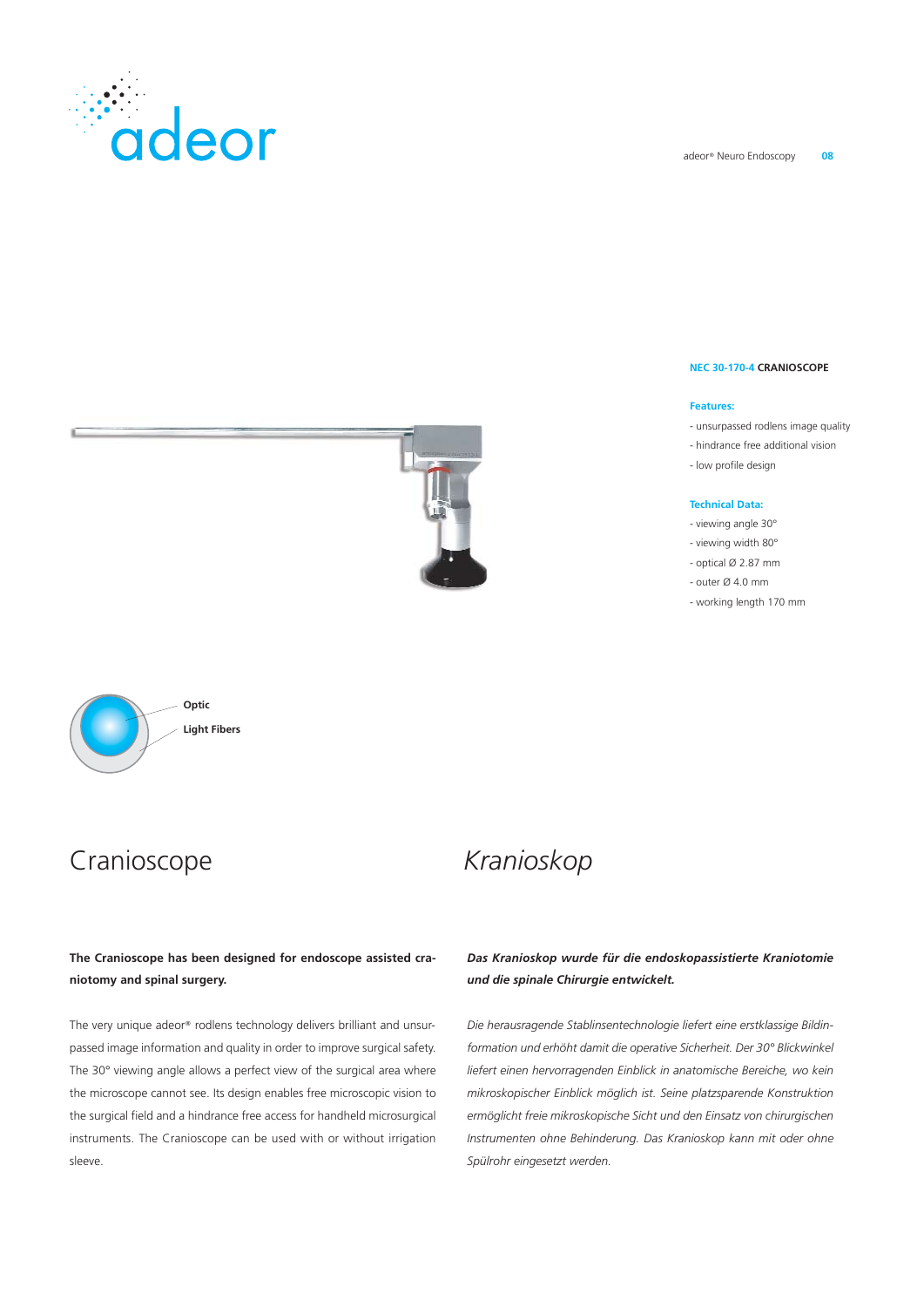**NEC 30-170-4 CRANIOSCOPE**

**Features:**

- unsurpassed rodlens image quality
- hindrance free additional vision
- low profile design

**Technical Data:**

- viewing angle 30°
- viewing width 80°
- optical Ø 2.87 mm
- outer Ø 4.0 mm
- working length 170 mm

**Optic**

**Light Fibers**

# Cranioscope

**The Cranioscope has been designed for endoscope assisted craniotomy and spinal surgery.**

The very unique adeor® rodlens technology delivers brilliant and unsurpassed image information and quality in order to improve surgical safety. The 30° viewing angle allows a perfect view of the surgical area where the microscope cannot see. Its design enables free microscopic vision to the surgical field and a hindrance free access for handheld microsurgical instruments. The Cranioscope can be used with or without irrigation sleeve.

# *Kranioskop*

***Das Kranioskop wurde für die endoskopassistierte Kraniotomie und die spinale Chirurgie entwickelt.***

*Die herausragende Stablinsentechnologie liefert eine erstklassige Bildinformation und erhöht damit die operative Sicherheit. Der 30° Blickwinkel liefert einen hervorragenden Einblick in anatomische Bereiche, wo kein mikroskopischer Einblick möglich ist. Seine platzsparende Konstruktion ermöglicht freie mikroskopische Sicht und den Einsatz von chirurgischen Instrumenten ohne Behinderung. Das Kranioskop kann mit oder ohne Spülrohr eingesetzt werden.*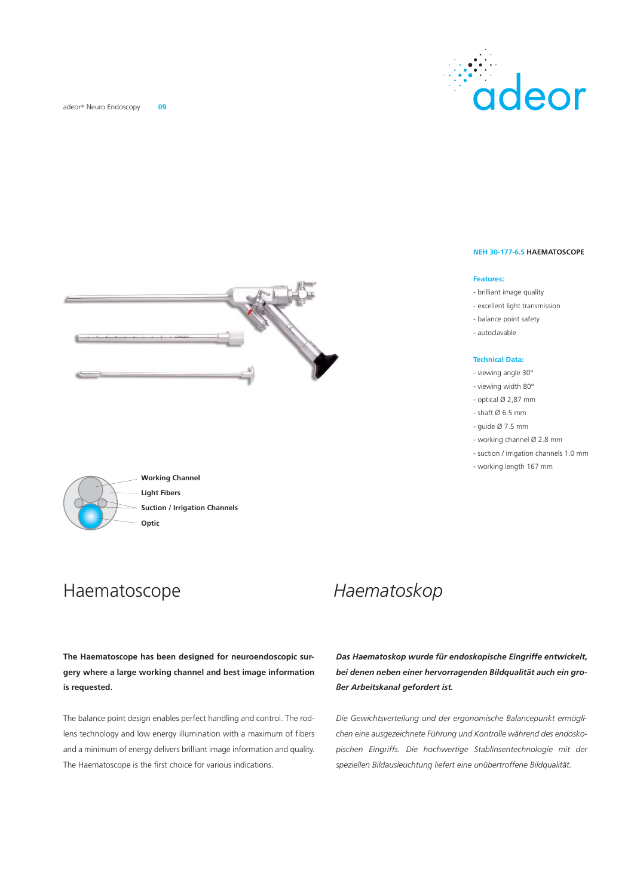**NEH 30-177-6.5 HAEMATOSCOPE**

**Features:**

- brilliant image quality
- excellent light transmission
- balance point safety
- autoclavable

**Technical Data:**

- viewing angle 30°
- viewing width 80°
- optical Ø 2,87 mm
- shaft Ø 6.5 mm
- guide Ø 7.5 mm
- working channel Ø 2.8 mm
- suction / irrigation channels 1.0 mm
- working length 167 mm

**Working Channel**
**Light Fibers**
**Suction / Irrigation Channels**
**Optic**

# Haematoscope

**The Haematoscope has been designed for neuroendoscopic surgery where a large working channel and best image information is requested.**

The balance point design enables perfect handling and control. The rod-lens technology and low energy illumination with a maximum of fibers and a minimum of energy delivers brilliant image information and quality. The Haematoscope is the first choice for various indications.

# *Haematoskop*

***Das Haematoskop wurde für endoskopische Eingriffe entwickelt, bei denen neben einer hervorragenden Bildqualität auch ein großer Arbeitskanal gefordert ist.***

*Die Gewichtsverteilung und der ergonomische Balancepunkt ermöglichen eine ausgezeichnete Führung und Kontrolle während des endoskopischen Eingriffs. Die hochwertige Stablinsentechnologie mit der speziellen Bildausleuchtung liefert eine unübertroffene Bildqualität.*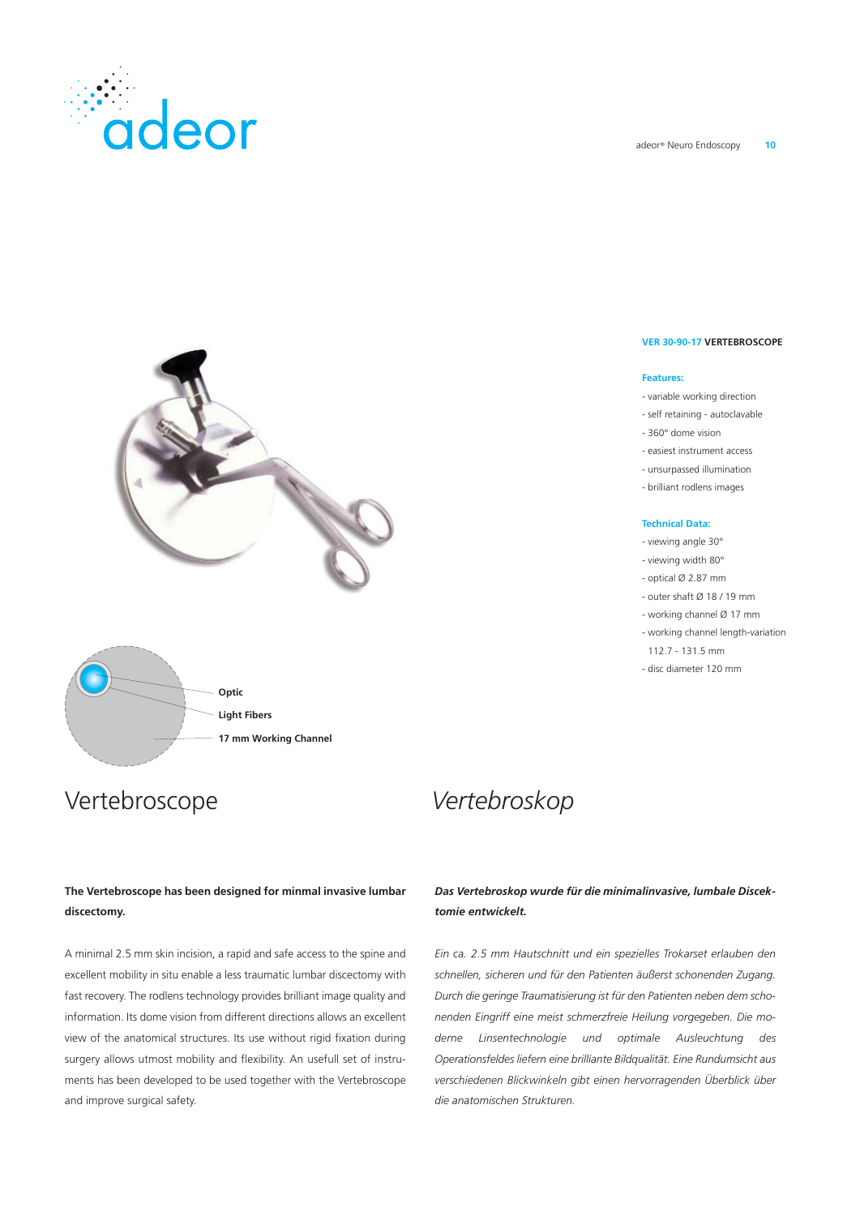**VER 30-90-17 VERTEBROSCOPE**

**Features:**

- variable working direction
- self retaining - autoclavable
- 360° dome vision
- easiest instrument access
- unsurpassed illumination
- brilliant rodlens images

**Technical Data:**

- viewing angle 30°
- viewing width 80°
- optical Ø 2.87 mm
- outer shaft Ø 18 / 19 mm
- working channel Ø 17 mm
- working channel length-variation 112.7 - 131.5 mm
- disc diameter 120 mm

**Optic**

**Light Fibers**

**17 mm Working Channel**

# Vertebroscope

**The Vertebroscope has been designed for minmal invasive lumbar discectomy.**

A minimal 2.5 mm skin incision, a rapid and safe access to the spine and excellent mobility in situ enable a less traumatic lumbar discectomy with fast recovery. The rodlens technology provides brilliant image quality and information. Its dome vision from different directions allows an excellent view of the anatomical structures. Its use without rigid fixation during surgery allows utmost mobility and flexibility. An usefull set of instruments has been developed to be used together with the Vertebroscope and improve surgical safety.

# *Vertebroskop*

***Das Vertebroskop wurde für die minimalinvasive, lumbale Discektomie entwickelt.***

*Ein ca. 2.5 mm Hautschnitt und ein spezielles Trokarset erlauben den schnellen, sicheren und für den Patienten äußerst schonenden Zugang. Durch die geringe Traumatisierung ist für den Patienten neben dem schonenden Eingriff eine meist schmerzfreie Heilung vorgegeben. Die moderne Linsentechnologie und optimale Ausleuchtung des Operationsfeldes liefern eine brilliante Bildqualität. Eine Rundumsicht aus verschiedenen Blickwinkeln gibt einen hervorragenden Überblick über die anatomischen Strukturen.*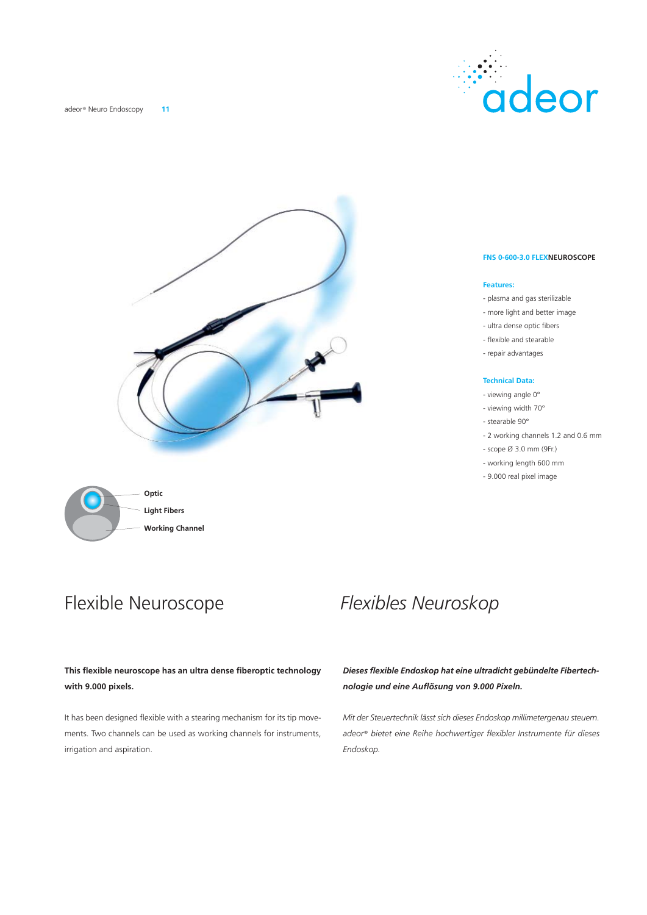**FNS 0-600-3.0 FLEXNEUROSCOPE**

**Features:**

- plasma and gas sterilizable
- more light and better image
- ultra dense optic fibers
- flexible and stearable
- repair advantages

**Technical Data:**

- viewing angle 0°
- viewing width 70°
- stearable 90°
- 2 working channels 1.2 and 0.6 mm
- scope Ø 3.0 mm (9Fr.)
- working length 600 mm
- 9.000 real pixel image

**Optic**

**Light Fibers**

**Working Channel**

# Flexible Neuroscope

**This flexible neuroscope has an ultra dense fiberoptic technology with 9.000 pixels.**

It has been designed flexible with a stearing mechanism for its tip movements. Two channels can be used as working channels for instruments, irrigation and aspiration.

# *Flexibles Neuroskop*

***Dieses flexible Endoskop hat eine ultradicht gebündelte Fibertechnologie und eine Auflösung von 9.000 Pixeln.***

*Mit der Steuertechnik lässt sich dieses Endoskop millimetergenau steuern. adeor® bietet eine Reihe hochwertiger flexibler Instrumente für dieses Endoskop.*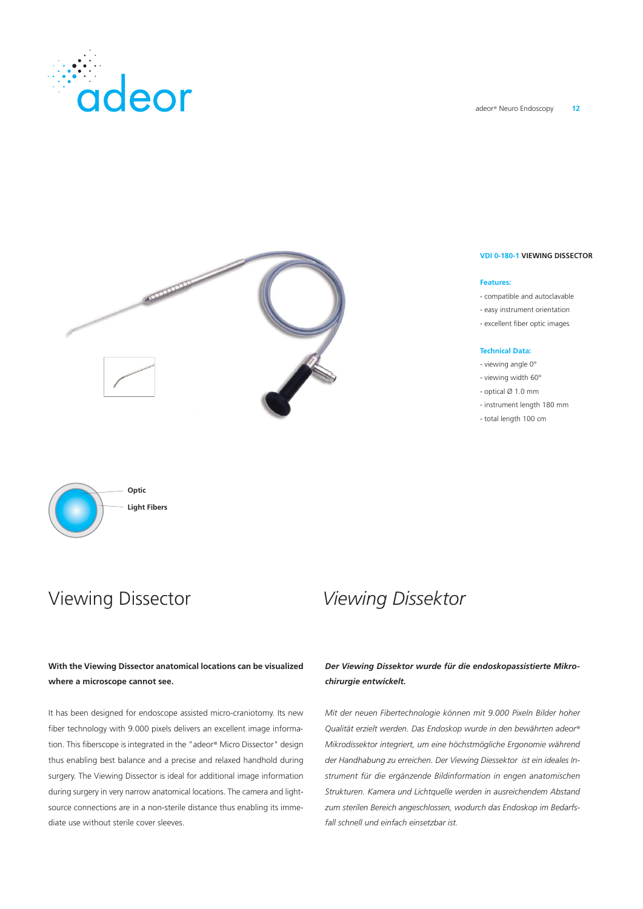**VDI 0-180-1 VIEWING DISSECTOR**

**Features:**

- compatible and autoclavable
- easy instrument orientation
- excellent fiber optic images

**Technical Data:**

- viewing angle 0°
- viewing width 60°
- optical Ø 1.0 mm
- instrument length 180 mm
- total length 100 cm

**Optic**

**Light Fibers**

# Viewing Dissector

**With the Viewing Dissector anatomical locations can be visualized where a microscope cannot see.**

It has been designed for endoscope assisted micro-craniotomy. Its new fiber technology with 9.000 pixels delivers an excellent image information. This fiberscope is integrated in the "adeor® Micro Dissector" design thus enabling best balance and a precise and relaxed handhold during surgery. The Viewing Dissector is ideal for additional image information during surgery in very narrow anatomical locations. The camera and light-source connections are in a non-sterile distance thus enabling its immediate use without sterile cover sleeves.

# *Viewing Dissektor*

***Der Viewing Dissektor wurde für die endoskopassistierte Mikrochirurgie entwickelt.***

*Mit der neuen Fibertechnologie können mit 9.000 Pixeln Bilder hoher Qualität erzielt werden. Das Endoskop wurde in den bewährten adeor® Mikrodissektor integriert, um eine höchstmögliche Ergonomie während der Handhabung zu erreichen. Der Viewing Diessektor ist ein ideales Instrument für die ergänzende Bildinformation in engen anatomischen Strukturen. Kamera und Lichtquelle werden in ausreichendem Abstand zum sterilen Bereich angeschlossen, wodurch das Endoskop im Bedarfsfall schnell und einfach einsetzbar ist.*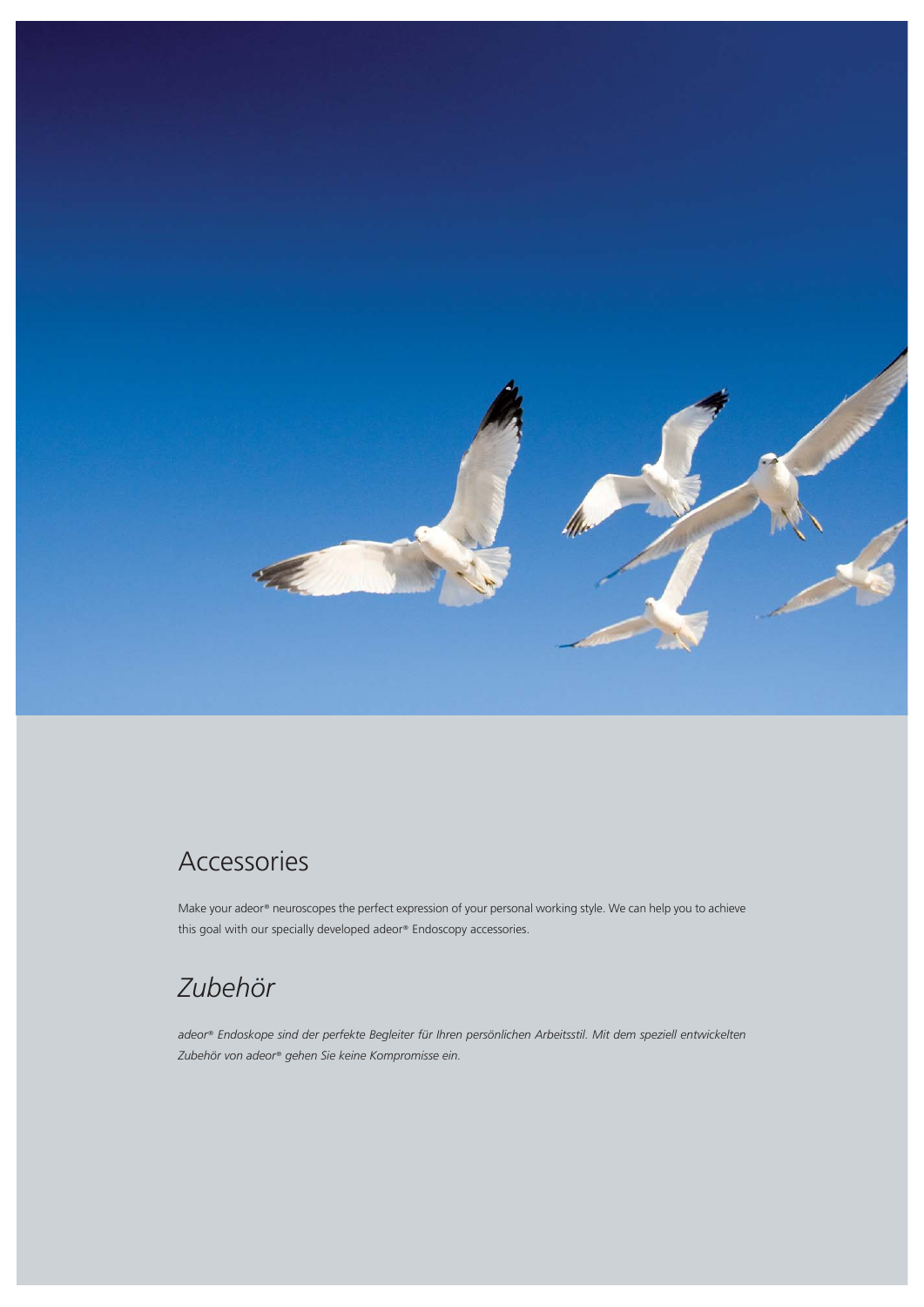## Accessories

Make your adeor® neuroscopes the perfect expression of your personal working style. We can help you to achieve this goal with our specially developed adeor® Endoscopy accessories.

## *Zubehör*

*adeor® Endoskope sind der perfekte Begleiter für Ihren persönlichen Arbeitsstil. Mit dem speziell entwickelten Zubehör von adeor® gehen Sie keine Kompromisse ein.*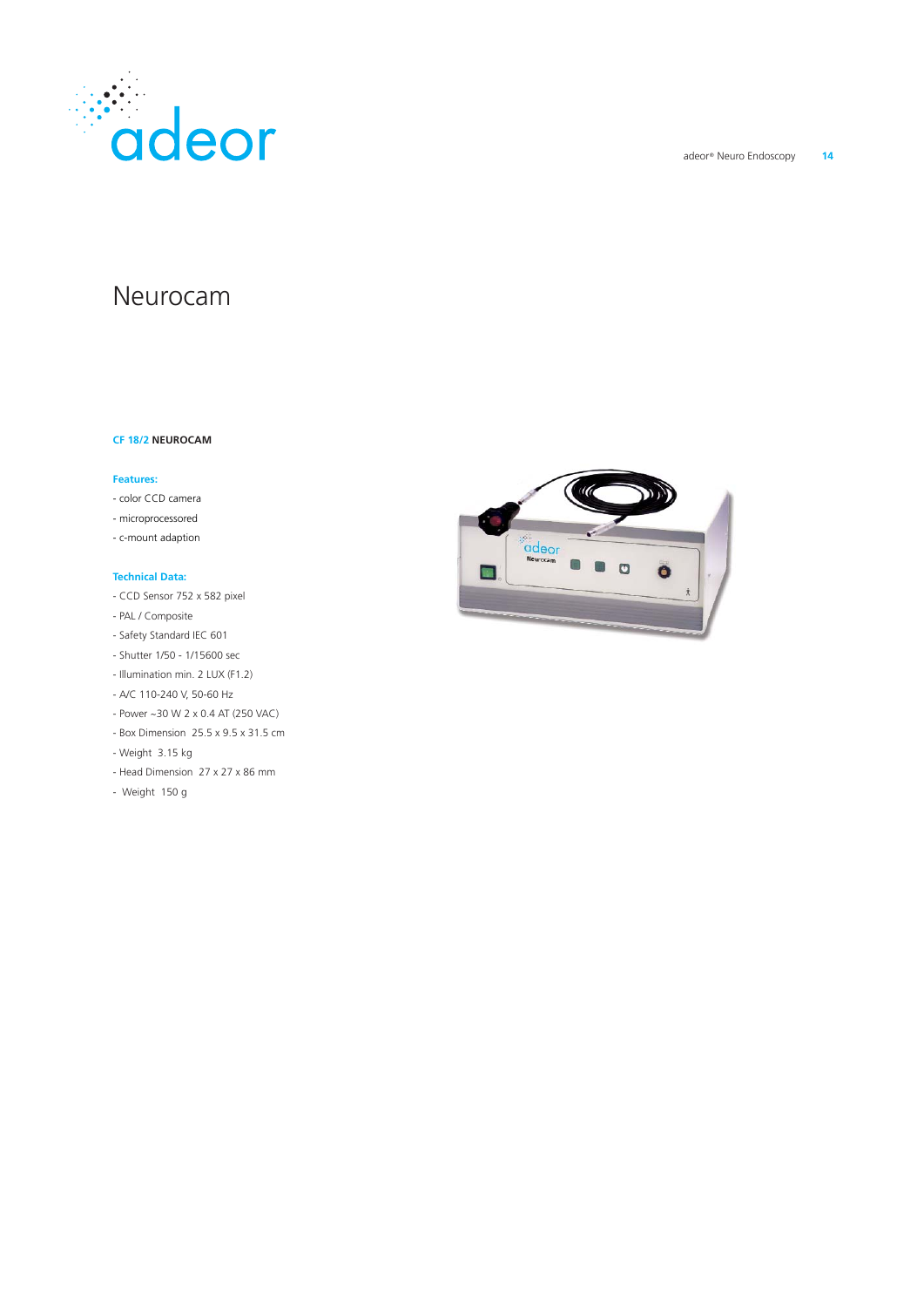# Neurocam

**CF 18/2 NEUROCAM**

**Features:**

- color CCD camera
- microprocessored
- c-mount adaption

**Technical Data:**

- CCD Sensor 752 x 582 pixel
- PAL / Composite
- Safety Standard IEC 601
- Shutter 1/50 - 1/15600 sec
- Illumination min. 2 LUX (F1.2)
- A/C 110-240 V, 50-60 Hz
- Power ~30 W 2 x 0.4 AT (250 VAC)
- Box Dimension 25.5 x 9.5 x 31.5 cm
- Weight 3.15 kg
- Head Dimension 27 x 27 x 86 mm
- Weight 150 g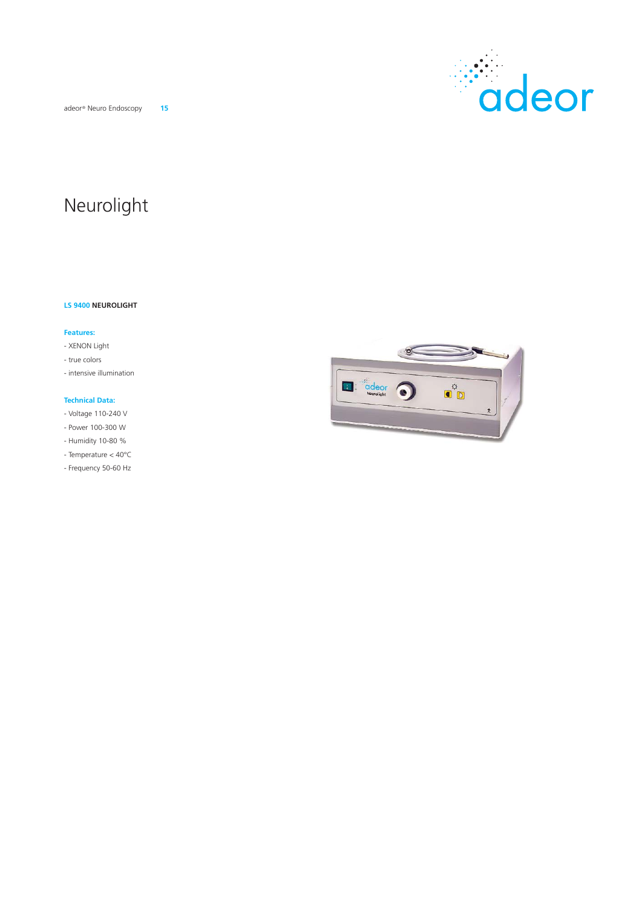# Neurolight

**LS 9400 NEUROLIGHT**

**Features:**

- XENON Light
- true colors
- intensive illumination

**Technical Data:**

- Voltage 110-240 V
- Power 100-300 W
- Humidity 10-80 %
- Temperature < 40°C
- Frequency 50-60 Hz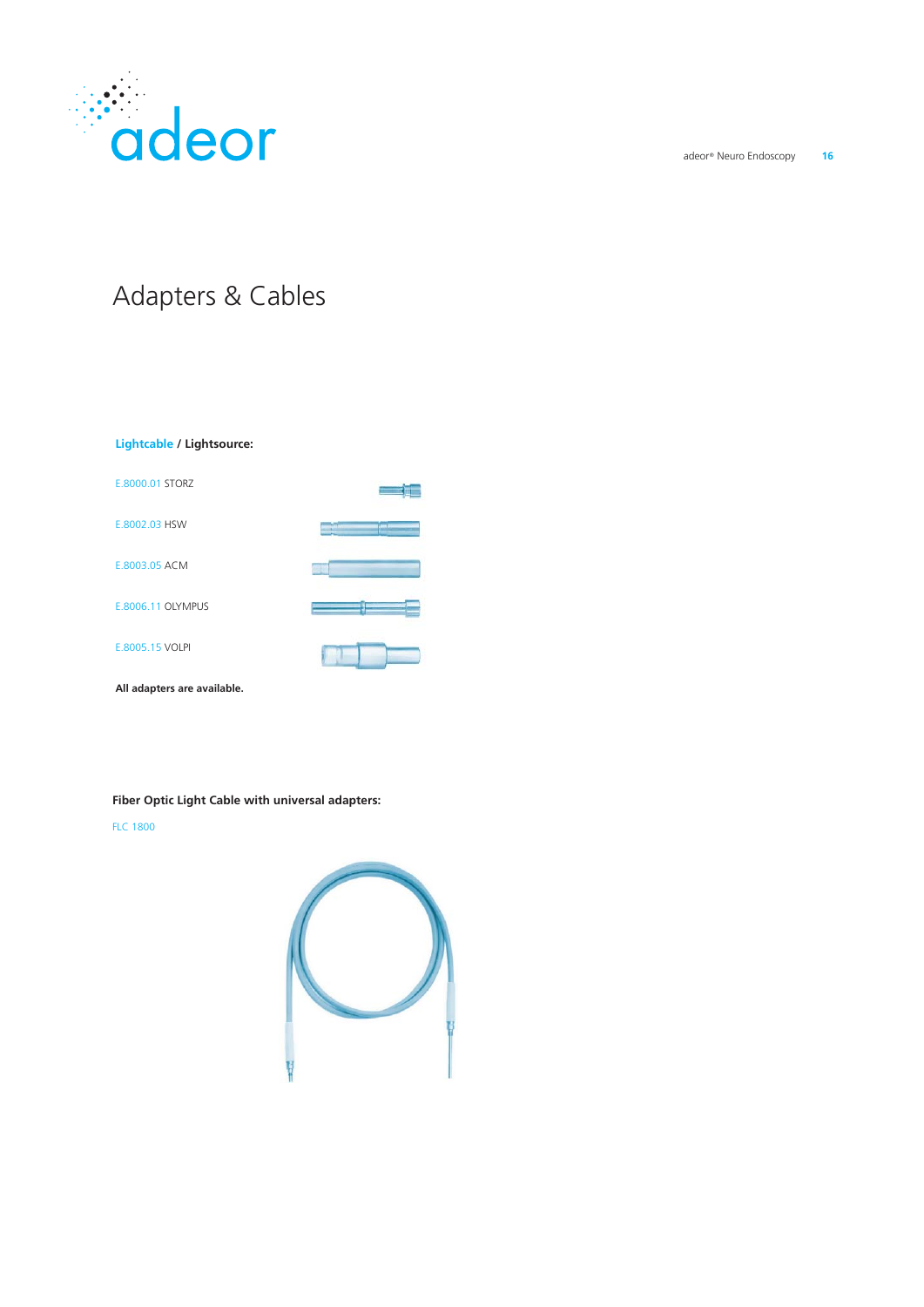# Adapters & Cables

**Lightcable / Lightsource:**

E.8000.01 STORZ

E.8002.03 HSW

E.8003.05 ACM

E.8006.11 OLYMPUS

E.8005.15 VOLPI

**All adapters are available.**

**Fiber Optic Light Cable with universal adapters:**

FLC 1800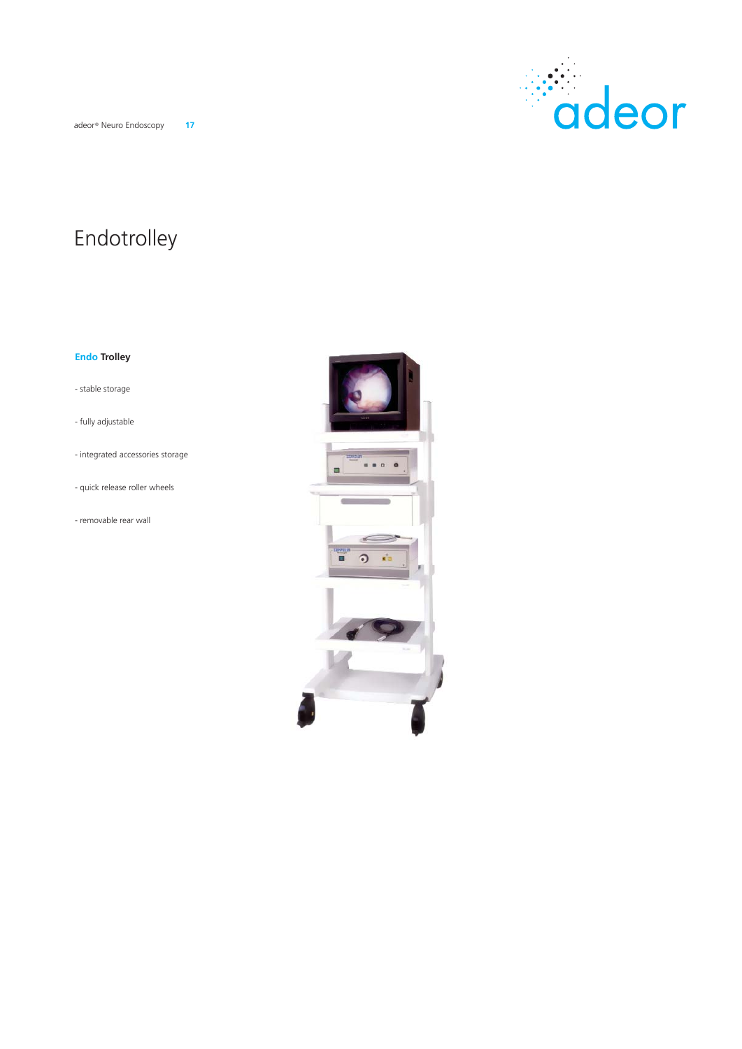# Endotrolley

**Endo Trolley**

- stable storage

- fully adjustable

- integrated accessories storage

- quick release roller wheels

- removable rear wall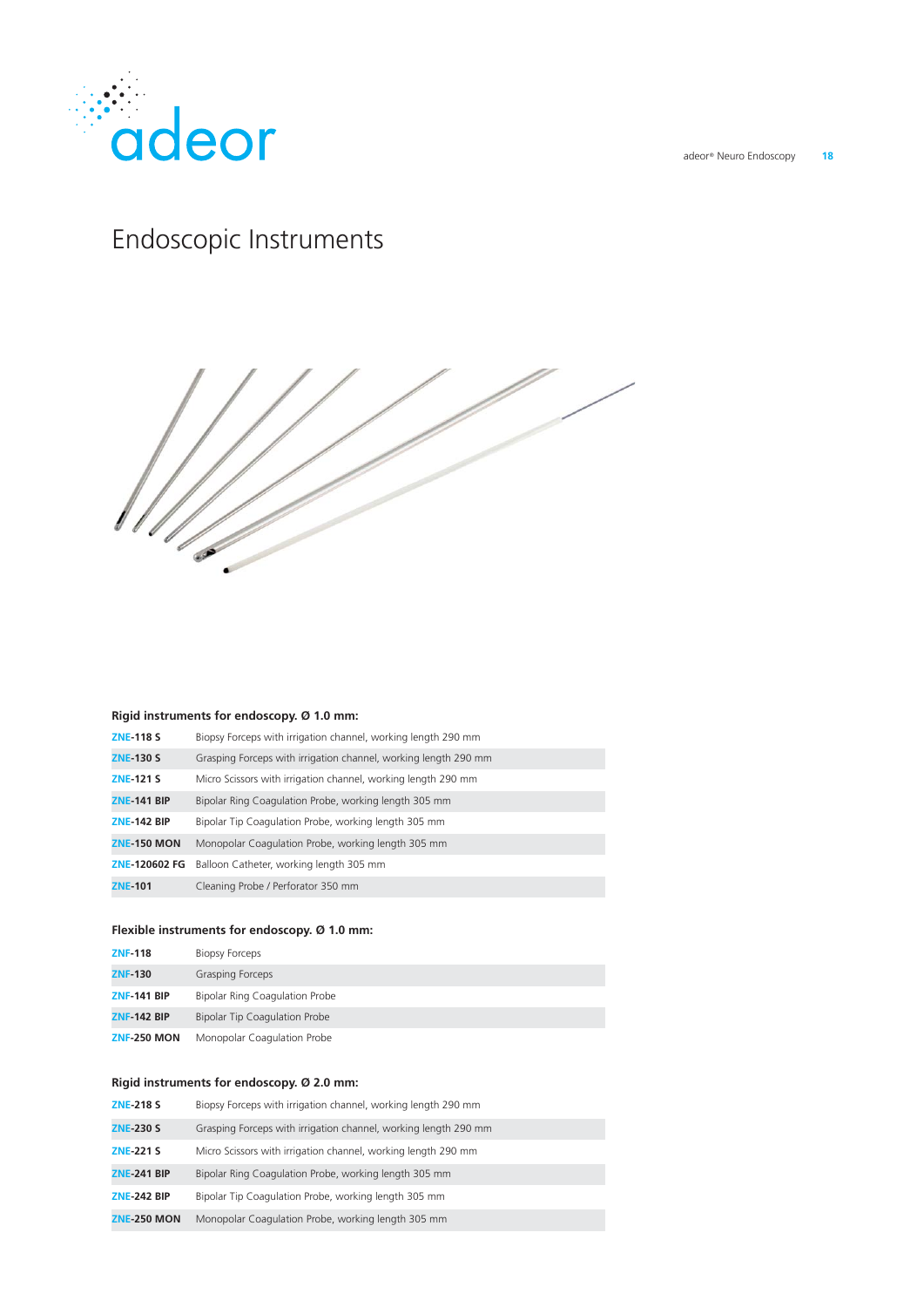# Endoscopic Instruments

**Rigid instruments for endoscopy. Ø 1.0 mm:**

| | |
|---|---|
| **ZNE-118 S** | Biopsy Forceps with irrigation channel, working length 290 mm |
| **ZNE-130 S** | Grasping Forceps with irrigation channel, working length 290 mm |
| **ZNE-121 S** | Micro Scissors with irrigation channel, working length 290 mm |
| **ZNE-141 BIP** | Bipolar Ring Coagulation Probe, working length 305 mm |
| **ZNE-142 BIP** | Bipolar Tip Coagulation Probe, working length 305 mm |
| **ZNE-150 MON** | Monopolar Coagulation Probe, working length 305 mm |
| **ZNE-120602 FG** | Balloon Catheter, working length 305 mm |
| **ZNE-101** | Cleaning Probe / Perforator 350 mm |

**Flexible instruments for endoscopy. Ø 1.0 mm:**

| | |
|---|---|
| **ZNF-118** | Biopsy Forceps |
| **ZNF-130** | Grasping Forceps |
| **ZNF-141 BIP** | Bipolar Ring Coagulation Probe |
| **ZNF-142 BIP** | Bipolar Tip Coagulation Probe |
| **ZNF-250 MON** | Monopolar Coagulation Probe |

**Rigid instruments for endoscopy. Ø 2.0 mm:**

| | |
|---|---|
| **ZNE-218 S** | Biopsy Forceps with irrigation channel, working length 290 mm |
| **ZNE-230 S** | Grasping Forceps with irrigation channel, working length 290 mm |
| **ZNE-221 S** | Micro Scissors with irrigation channel, working length 290 mm |
| **ZNE-241 BIP** | Bipolar Ring Coagulation Probe, working length 305 mm |
| **ZNE-242 BIP** | Bipolar Tip Coagulation Probe, working length 305 mm |
| **ZNE-250 MON** | Monopolar Coagulation Probe, working length 305 mm |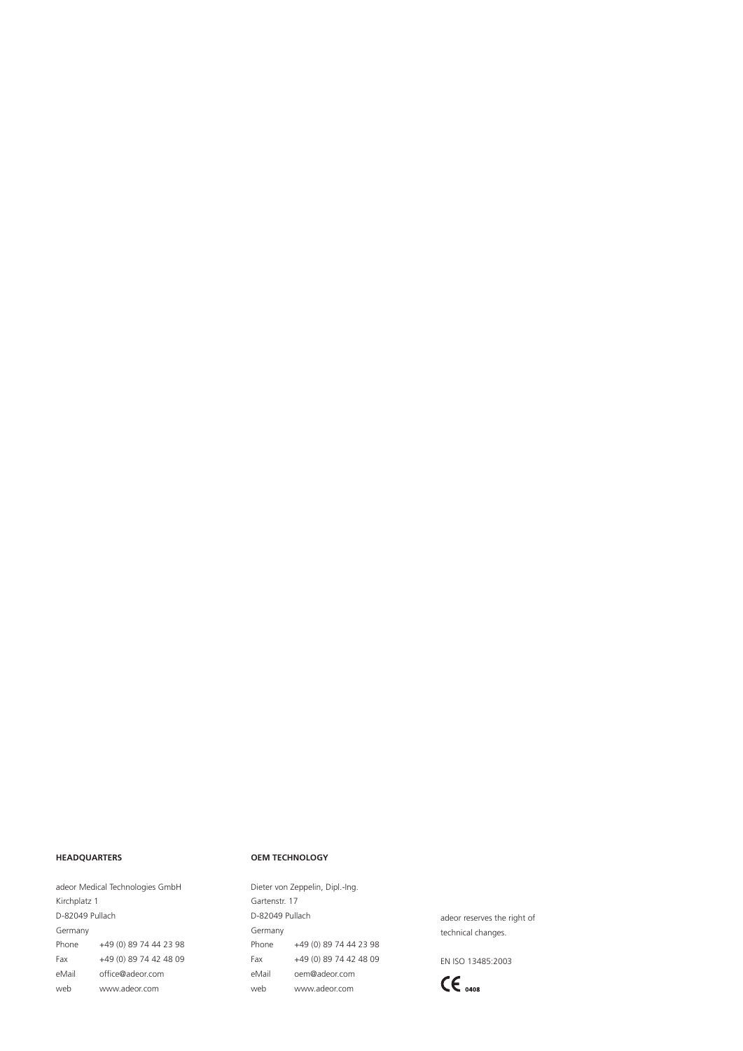**HEADQUARTERS**

adeor Medical Technologies GmbH
Kirchplatz 1
D-82049 Pullach
Germany

| | |
|---|---|
| Phone | +49 (0) 89 74 44 23 98 |
| Fax | +49 (0) 89 74 42 48 09 |
| eMail | office@adeor.com |
| web | www.adeor.com |

**OEM TECHNOLOGY**

Dieter von Zeppelin, Dipl.-Ing.
Gartenstr. 17
D-82049 Pullach
Germany

| | |
|---|---|
| Phone | +49 (0) 89 74 44 23 98 |
| Fax | +49 (0) 89 74 42 48 09 |
| eMail | oem@adeor.com |
| web | www.adeor.com |

adeor reserves the right of technical changes.

EN ISO 13485:2003

CE 0408